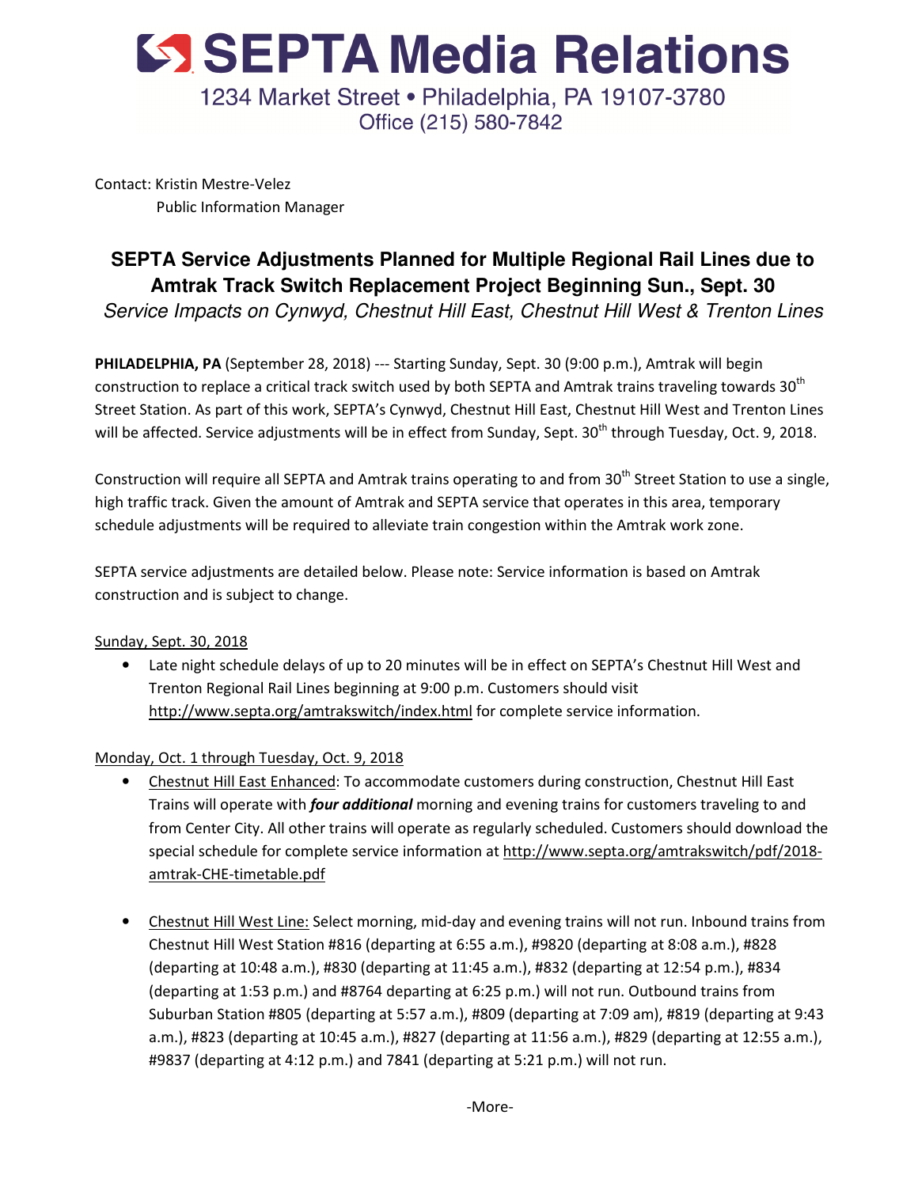# SEPTA Media Relations

1234 Market Street • Philadelphia, PA 19107-3780
Office (215) 580-7842

Contact: Kristin Mestre-Velez
Public Information Manager

## SEPTA Service Adjustments Planned for Multiple Regional Rail Lines due to Amtrak Track Switch Replacement Project Beginning Sun., Sept. 30

*Service Impacts on Cynwyd, Chestnut Hill East, Chestnut Hill West & Trenton Lines*

**PHILADELPHIA, PA** (September 28, 2018) --- Starting Sunday, Sept. 30 (9:00 p.m.), Amtrak will begin construction to replace a critical track switch used by both SEPTA and Amtrak trains traveling towards 30th Street Station. As part of this work, SEPTA's Cynwyd, Chestnut Hill East, Chestnut Hill West and Trenton Lines will be affected. Service adjustments will be in effect from Sunday, Sept. 30th through Tuesday, Oct. 9, 2018.

Construction will require all SEPTA and Amtrak trains operating to and from 30th Street Station to use a single, high traffic track. Given the amount of Amtrak and SEPTA service that operates in this area, temporary schedule adjustments will be required to alleviate train congestion within the Amtrak work zone.

SEPTA service adjustments are detailed below. Please note: Service information is based on Amtrak construction and is subject to change.

Sunday, Sept. 30, 2018

- Late night schedule delays of up to 20 minutes will be in effect on SEPTA's Chestnut Hill West and Trenton Regional Rail Lines beginning at 9:00 p.m. Customers should visit http://www.septa.org/amtrakswitch/index.html for complete service information.

Monday, Oct. 1 through Tuesday, Oct. 9, 2018

- Chestnut Hill East Enhanced: To accommodate customers during construction, Chestnut Hill East Trains will operate with ***four additional*** morning and evening trains for customers traveling to and from Center City. All other trains will operate as regularly scheduled. Customers should download the special schedule for complete service information at http://www.septa.org/amtrakswitch/pdf/2018-amtrak-CHE-timetable.pdf

- Chestnut Hill West Line: Select morning, mid-day and evening trains will not run. Inbound trains from Chestnut Hill West Station #816 (departing at 6:55 a.m.), #9820 (departing at 8:08 a.m.), #828 (departing at 10:48 a.m.), #830 (departing at 11:45 a.m.), #832 (departing at 12:54 p.m.), #834 (departing at 1:53 p.m.) and #8764 departing at 6:25 p.m.) will not run. Outbound trains from Suburban Station #805 (departing at 5:57 a.m.), #809 (departing at 7:09 am), #819 (departing at 9:43 a.m.), #823 (departing at 10:45 a.m.), #827 (departing at 11:56 a.m.), #829 (departing at 12:55 a.m.), #9837 (departing at 4:12 p.m.) and 7841 (departing at 5:21 p.m.) will not run.

-More-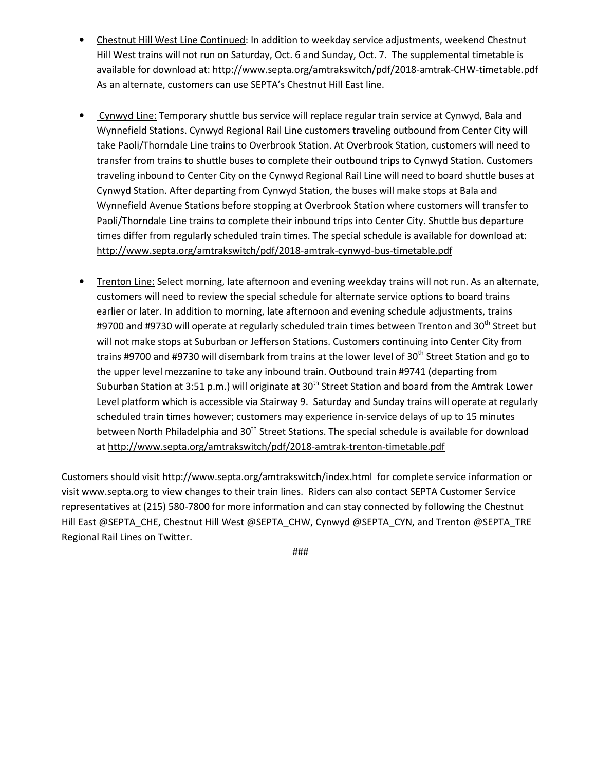- Chestnut Hill West Line Continued: In addition to weekday service adjustments, weekend Chestnut Hill West trains will not run on Saturday, Oct. 6 and Sunday, Oct. 7. The supplemental timetable is available for download at: http://www.septa.org/amtrakswitch/pdf/2018-amtrak-CHW-timetable.pdf As an alternate, customers can use SEPTA's Chestnut Hill East line.

- Cynwyd Line: Temporary shuttle bus service will replace regular train service at Cynwyd, Bala and Wynnefield Stations. Cynwyd Regional Rail Line customers traveling outbound from Center City will take Paoli/Thorndale Line trains to Overbrook Station. At Overbrook Station, customers will need to transfer from trains to shuttle buses to complete their outbound trips to Cynwyd Station. Customers traveling inbound to Center City on the Cynwyd Regional Rail Line will need to board shuttle buses at Cynwyd Station. After departing from Cynwyd Station, the buses will make stops at Bala and Wynnefield Avenue Stations before stopping at Overbrook Station where customers will transfer to Paoli/Thorndale Line trains to complete their inbound trips into Center City. Shuttle bus departure times differ from regularly scheduled train times. The special schedule is available for download at: http://www.septa.org/amtrakswitch/pdf/2018-amtrak-cynwyd-bus-timetable.pdf

- Trenton Line: Select morning, late afternoon and evening weekday trains will not run. As an alternate, customers will need to review the special schedule for alternate service options to board trains earlier or later. In addition to morning, late afternoon and evening schedule adjustments, trains #9700 and #9730 will operate at regularly scheduled train times between Trenton and 30th Street but will not make stops at Suburban or Jefferson Stations. Customers continuing into Center City from trains #9700 and #9730 will disembark from trains at the lower level of 30th Street Station and go to the upper level mezzanine to take any inbound train. Outbound train #9741 (departing from Suburban Station at 3:51 p.m.) will originate at 30th Street Station and board from the Amtrak Lower Level platform which is accessible via Stairway 9. Saturday and Sunday trains will operate at regularly scheduled train times however; customers may experience in-service delays of up to 15 minutes between North Philadelphia and 30th Street Stations. The special schedule is available for download at http://www.septa.org/amtrakswitch/pdf/2018-amtrak-trenton-timetable.pdf

Customers should visit http://www.septa.org/amtrakswitch/index.html for complete service information or visit www.septa.org to view changes to their train lines. Riders can also contact SEPTA Customer Service representatives at (215) 580-7800 for more information and can stay connected by following the Chestnut Hill East @SEPTA_CHE, Chestnut Hill West @SEPTA_CHW, Cynwyd @SEPTA_CYN, and Trenton @SEPTA_TRE Regional Rail Lines on Twitter.

###